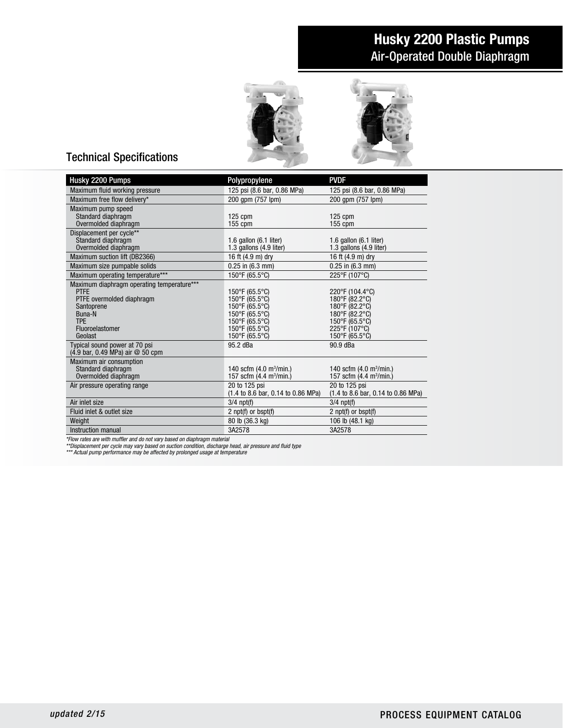# Husky 2200 Plastic Pumps

## Air-Operated Double Diaphragm

## Technical Specifications

| Husky 2200 Pumps | Polypropylene | PVDF |
| --- | --- | --- |
| Maximum fluid working pressure | 125 psi (8.6 bar, 0.86 MPa) | 125 psi (8.6 bar, 0.86 MPa) |
| Maximum free flow delivery* | 200 gpm (757 lpm) | 200 gpm (757 lpm) |
| Maximum pump speed<br>Standard diaphragm<br>Overmolded diaphragm | <br>125 cpm<br>155 cpm | <br>125 cpm<br>155 cpm |
| Displacement per cycle**<br>Standard diaphragm<br>Overmolded diaphragm | <br>1.6 gallon (6.1 liter)<br>1.3 gallons (4.9 liter) | <br>1.6 gallon (6.1 liter)<br>1.3 gallons (4.9 liter) |
| Maximum suction lift (DB2366) | 16 ft (4.9 m) dry | 16 ft (4.9 m) dry |
| Maximum size pumpable solids | 0.25 in (6.3 mm) | 0.25 in (6.3 mm) |
| Maximum operating temperature*** | 150°F (65.5°C) | 225°F (107°C) |
| Maximum diaphragm operating temperature***<br>PTFE<br>PTFE overmolded diaphragm<br>Santoprene<br>Buna-N<br>TPE<br>Fluoroelastomer<br>Geolast | <br>150°F (65.5°C)<br>150°F (65.5°C)<br>150°F (65.5°C)<br>150°F (65.5°C)<br>150°F (65.5°C)<br>150°F (65.5°C)<br>150°F (65.5°C) | <br>220°F (104.4°C)<br>180°F (82.2°C)<br>180°F (82.2°C)<br>180°F (82.2°C)<br>150°F (65.5°C)<br>225°F (107°C)<br>150°F (65.5°C) |
| Typical sound power at 70 psi<br>(4.9 bar, 0.49 MPa) air @ 50 cpm | 95.2 dBa | 90.9 dBa |
| Maximum air consumption<br>Standard diaphragm<br>Overmolded diaphragm | <br>140 scfm (4.0 $m^3$/min.)<br>157 scfm (4.4 $m^3$/min.) | <br>140 scfm (4.0 $m^3$/min.)<br>157 scfm (4.4 $m^3$/min.) |
| Air pressure operating range | 20 to 125 psi<br>(1.4 to 8.6 bar, 0.14 to 0.86 MPa) | 20 to 125 psi<br>(1.4 to 8.6 bar, 0.14 to 0.86 MPa) |
| Air inlet size | 3/4 npt(f) | 3/4 npt(f) |
| Fluid inlet & outlet size | 2 npt(f) or bspt(f) | 2 npt(f) or bspt(f) |
| Weight | 80 lb (36.3 kg) | 106 lb (48.1 kg) |
| Instruction manual | 3A2578 | 3A2578 |

*\*Flow rates are with muffler and do not vary based on diaphragm material*

*\*\*Displacement per cycle may vary based on suction condition, discharge head, air pressure and fluid type*

*\*\*\* Actual pump performance may be affected by prolonged usage at temperature*

*updated 2/15*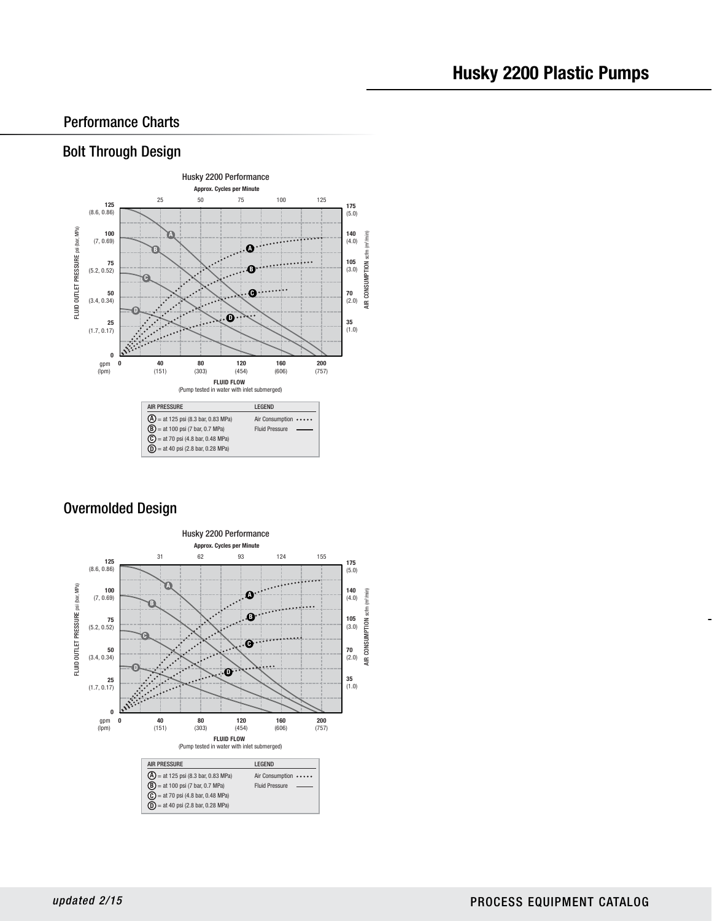# Husky 2200 Plastic Pumps

## Performance Charts

### Bolt Through Design

Husky 2200 Performance

Approx. Cycles per Minute

25 50 75 100 125

FLUID OUTLET PRESSURE psi (bar, MPa)

125 (8.6, 0.86)
100 (7, 0.69)
75 (5.2, 0.52)
50 (3.4, 0.34)
25 (1.7, 0.17)
0

AIR CONSUMPTION scfm (m³/min)

175 (5.0)
140 (4.0)
105 (3.0)
70 (2.0)
35 (1.0)

gpm (lpm) 0 40 (151) 80 (303) 120 (454) 160 (606) 200 (757)

FLUID FLOW
(Pump tested in water with inlet submerged)

| AIR PRESSURE | LEGEND |
| --- | --- |
| (A) = at 125 psi (8.3 bar, 0.83 MPa) | Air Consumption ••••• |
| (B) = at 100 psi (7 bar, 0.7 MPa) | Fluid Pressure ——— |
| (C) = at 70 psi (4.8 bar, 0.48 MPa) | |
| (D) = at 40 psi (2.8 bar, 0.28 MPa) | |

### Overmolded Design

Husky 2200 Performance

Approx. Cycles per Minute

31 62 93 124 155

FLUID OUTLET PRESSURE psi (bar, MPa)

125 (8.6, 0.86)
100 (7, 0.69)
75 (5.2, 0.52)
50 (3.4, 0.34)
25 (1.7, 0.17)
0

AIR CONSUMPTION scfm (m³/min)

175 (5.0)
140 (4.0)
105 (3.0)
70 (2.0)
35 (1.0)

gpm (lpm) 0 40 (151) 80 (303) 120 (454) 160 (606) 200 (757)

FLUID FLOW
(Pump tested in water with inlet submerged)

| AIR PRESSURE | LEGEND |
| --- | --- |
| (A) = at 125 psi (8.3 bar, 0.83 MPa) | Air Consumption ••••• |
| (B) = at 100 psi (7 bar, 0.7 MPa) | Fluid Pressure ——— |
| (C) = at 70 psi (4.8 bar, 0.48 MPa) | |
| (D) = at 40 psi (2.8 bar, 0.28 MPa) | |

*updated 2/15*